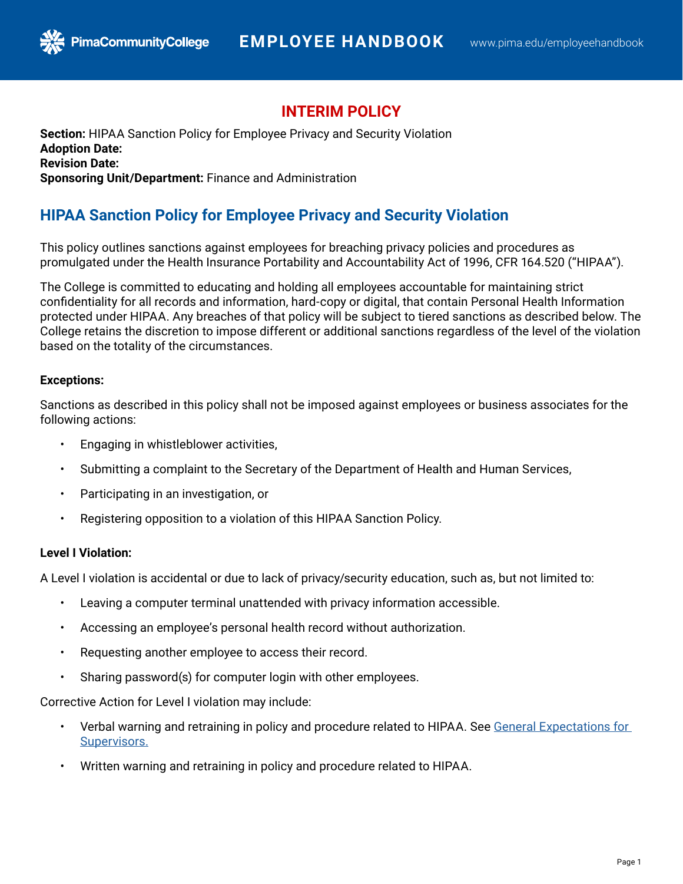# INTERIM POLICY

**Section:** HIPAA Sanction Policy for Employee Privacy and Security Violation
**Adoption Date:**
**Revision Date:**
**Sponsoring Unit/Department:** Finance and Administration

## HIPAA Sanction Policy for Employee Privacy and Security Violation

This policy outlines sanctions against employees for breaching privacy policies and procedures as promulgated under the Health Insurance Portability and Accountability Act of 1996, CFR 164.520 ("HIPAA").

The College is committed to educating and holding all employees accountable for maintaining strict confidentiality for all records and information, hard-copy or digital, that contain Personal Health Information protected under HIPAA. Any breaches of that policy will be subject to tiered sanctions as described below. The College retains the discretion to impose different or additional sanctions regardless of the level of the violation based on the totality of the circumstances.

**Exceptions:**

Sanctions as described in this policy shall not be imposed against employees or business associates for the following actions:

- Engaging in whistleblower activities,
- Submitting a complaint to the Secretary of the Department of Health and Human Services,
- Participating in an investigation, or
- Registering opposition to a violation of this HIPAA Sanction Policy.

**Level I Violation:**

A Level I violation is accidental or due to lack of privacy/security education, such as, but not limited to:

- Leaving a computer terminal unattended with privacy information accessible.
- Accessing an employee's personal health record without authorization.
- Requesting another employee to access their record.
- Sharing password(s) for computer login with other employees.

Corrective Action for Level I violation may include:

- Verbal warning and retraining in policy and procedure related to HIPAA. See General Expectations for Supervisors.
- Written warning and retraining in policy and procedure related to HIPAA.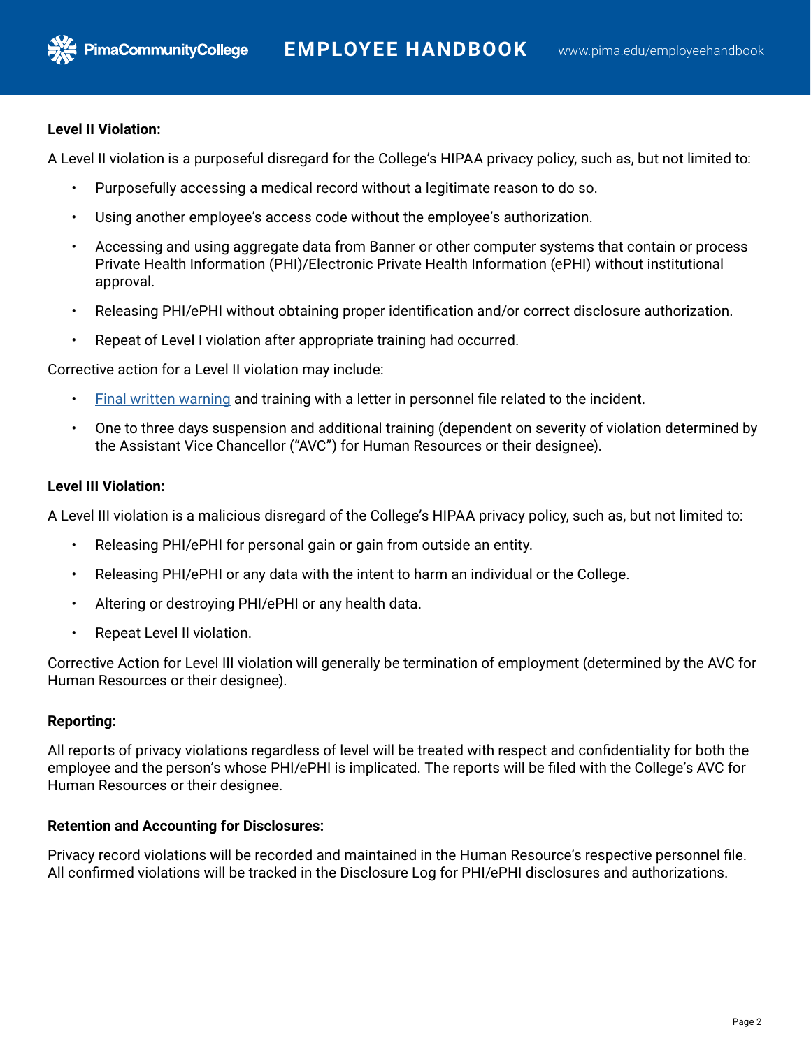**Level II Violation:**

A Level II violation is a purposeful disregard for the College's HIPAA privacy policy, such as, but not limited to:

- Purposefully accessing a medical record without a legitimate reason to do so.
- Using another employee's access code without the employee's authorization.
- Accessing and using aggregate data from Banner or other computer systems that contain or process Private Health Information (PHI)/Electronic Private Health Information (ePHI) without institutional approval.
- Releasing PHI/ePHI without obtaining proper identification and/or correct disclosure authorization.
- Repeat of Level I violation after appropriate training had occurred.

Corrective action for a Level II violation may include:

- Final written warning and training with a letter in personnel file related to the incident.
- One to three days suspension and additional training (dependent on severity of violation determined by the Assistant Vice Chancellor ("AVC") for Human Resources or their designee).

**Level III Violation:**

A Level III violation is a malicious disregard of the College's HIPAA privacy policy, such as, but not limited to:

- Releasing PHI/ePHI for personal gain or gain from outside an entity.
- Releasing PHI/ePHI or any data with the intent to harm an individual or the College.
- Altering or destroying PHI/ePHI or any health data.
- Repeat Level II violation.

Corrective Action for Level III violation will generally be termination of employment (determined by the AVC for Human Resources or their designee).

**Reporting:**

All reports of privacy violations regardless of level will be treated with respect and confidentiality for both the employee and the person's whose PHI/ePHI is implicated. The reports will be filed with the College's AVC for Human Resources or their designee.

**Retention and Accounting for Disclosures:**

Privacy record violations will be recorded and maintained in the Human Resource's respective personnel file. All confirmed violations will be tracked in the Disclosure Log for PHI/ePHI disclosures and authorizations.